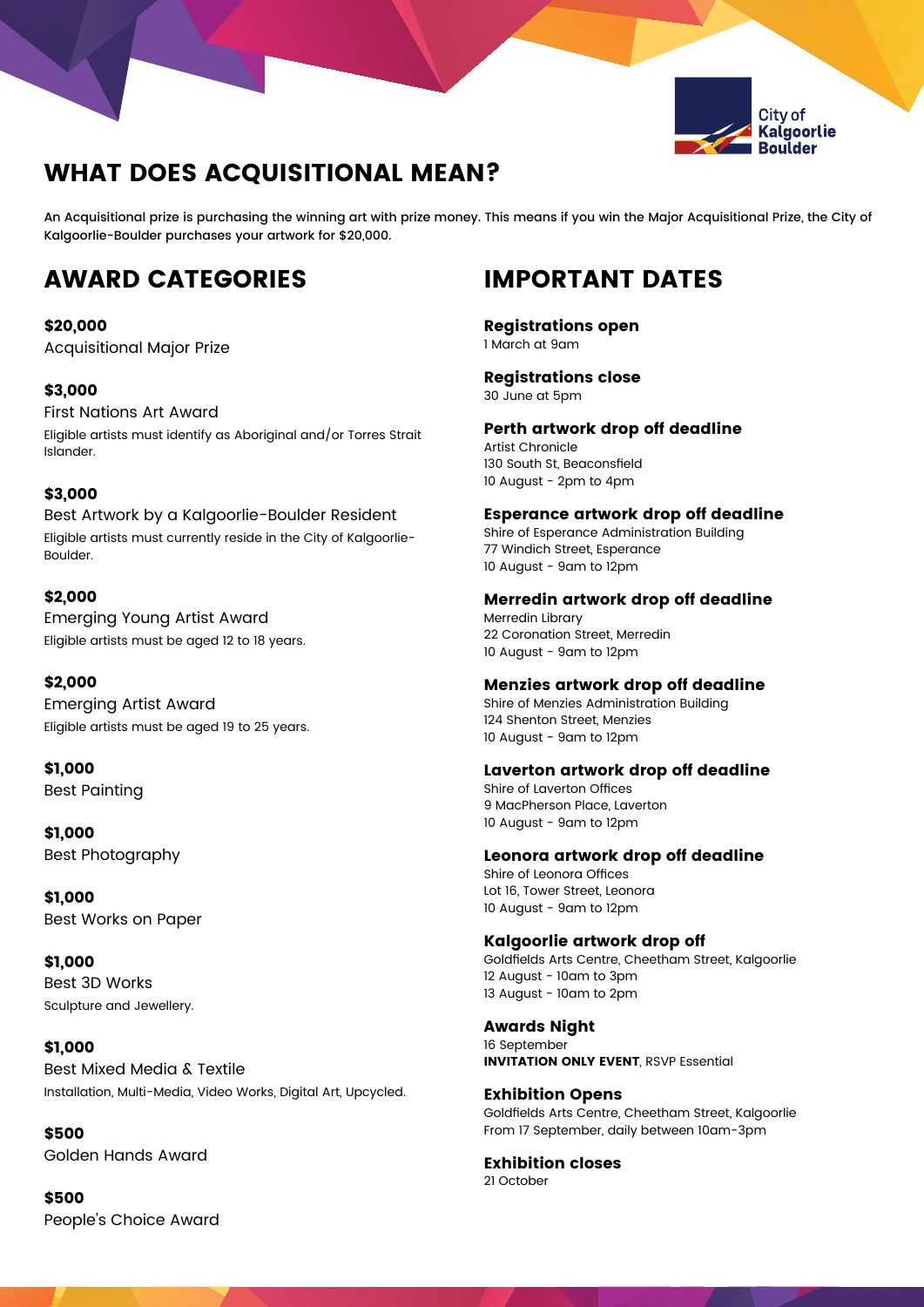City of Kalgoorlie Boulder

# WHAT DOES ACQUISITIONAL MEAN?

An Acquisitional prize is purchasing the winning art with prize money. This means if you win the Major Acquisitional Prize, the City of Kalgoorlie-Boulder purchases your artwork for $20,000.

## AWARD CATEGORIES

**$20,000**
Acquisitional Major Prize

**$3,000**
First Nations Art Award
Eligible artists must identify as Aboriginal and/or Torres Strait Islander.

**$3,000**
Best Artwork by a Kalgoorlie-Boulder Resident
Eligible artists must currently reside in the City of Kalgoorlie-Boulder.

**$2,000**
Emerging Young Artist Award
Eligible artists must be aged 12 to 18 years.

**$2,000**
Emerging Artist Award
Eligible artists must be aged 19 to 25 years.

**$1,000**
Best Painting

**$1,000**
Best Photography

**$1,000**
Best Works on Paper

**$1,000**
Best 3D Works
Sculpture and Jewellery.

**$1,000**
Best Mixed Media & Textile
Installation, Multi-Media, Video Works, Digital Art, Upcycled.

**$500**
Golden Hands Award

**$500**
People's Choice Award

## IMPORTANT DATES

**Registrations open**
1 March at 9am

**Registrations close**
30 June at 5pm

**Perth artwork drop off deadline**
Artist Chronicle
130 South St, Beaconsfield
10 August - 2pm to 4pm

**Esperance artwork drop off deadline**
Shire of Esperance Administration Building
77 Windich Street, Esperance
10 August - 9am to 12pm

**Merredin artwork drop off deadline**
Merredin Library
22 Coronation Street, Merredin
10 August - 9am to 12pm

**Menzies artwork drop off deadline**
Shire of Menzies Administration Building
124 Shenton Street, Menzies
10 August - 9am to 12pm

**Laverton artwork drop off deadline**
Shire of Laverton Offices
9 MacPherson Place, Laverton
10 August - 9am to 12pm

**Leonora artwork drop off deadline**
Shire of Leonora Offices
Lot 16, Tower Street, Leonora
10 August - 9am to 12pm

**Kalgoorlie artwork drop off**
Goldfields Arts Centre, Cheetham Street, Kalgoorlie
12 August - 10am to 3pm
13 August - 10am to 2pm

**Awards Night**
16 September
**INVITATION ONLY EVENT**, RSVP Essential

**Exhibition Opens**
Goldfields Arts Centre, Cheetham Street, Kalgoorlie
From 17 September, daily between 10am-3pm

**Exhibition closes**
21 October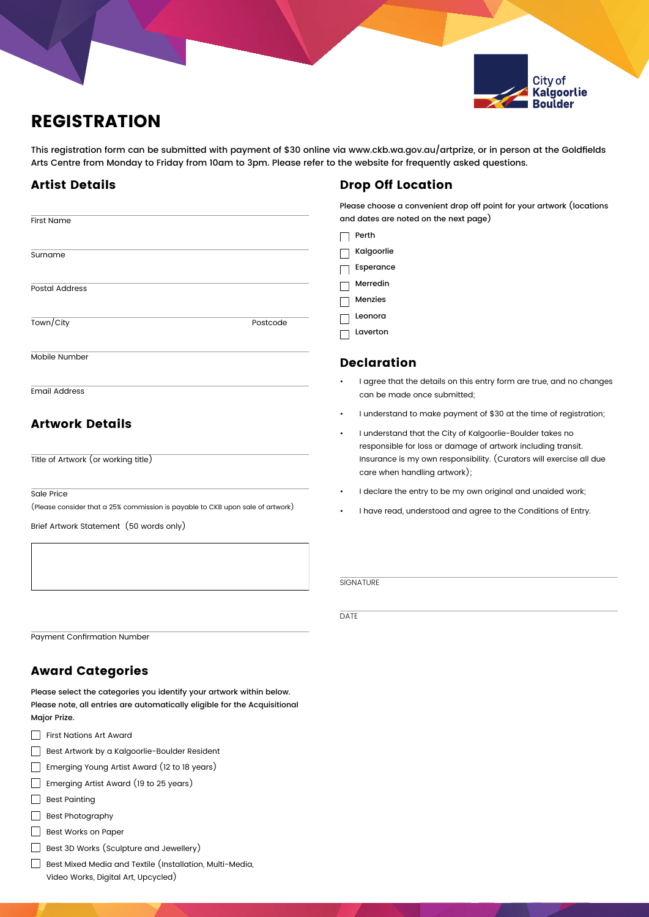City of Kalgoorlie Boulder

# REGISTRATION

This registration form can be submitted with payment of $30 online via www.ckb.wa.gov.au/artprize, or in person at the Goldfields Arts Centre from Monday to Friday from 10am to 3pm. Please refer to the website for frequently asked questions.

## Artist Details

First Name

Surname

Postal Address

Town/City Postcode

Mobile Number

Email Address

## Artwork Details

Title of Artwork (or working title)

Sale Price

(Please consider that a 25% commission is payable to CKB upon sale of artwork)

Brief Artwork Statement (50 words only)

Payment Confirmation Number

## Award Categories

Please select the categories you identify your artwork within below. Please note, all entries are automatically eligible for the Acquisitional Major Prize.

- ☐ First Nations Art Award
- ☐ Best Artwork by a Kalgoorlie-Boulder Resident
- ☐ Emerging Young Artist Award (12 to 18 years)
- ☐ Emerging Artist Award (19 to 25 years)
- ☐ Best Painting
- ☐ Best Photography
- ☐ Best Works on Paper
- ☐ Best 3D Works (Sculpture and Jewellery)
- ☐ Best Mixed Media and Textile (Installation, Multi-Media, Video Works, Digital Art, Upcycled)

## Drop Off Location

Please choose a convenient drop off point for your artwork (locations and dates are noted on the next page)

- ☐ Perth
- ☐ Kalgoorlie
- ☐ Esperance
- ☐ Merredin
- ☐ Menzies
- ☐ Leonora
- ☐ Laverton

## Declaration

- I agree that the details on this entry form are true, and no changes can be made once submitted;
- I understand to make payment of $30 at the time of registration;
- I understand that the City of Kalgoorlie-Boulder takes no responsible for loss or damage of artwork including transit. Insurance is my own responsibility. (Curators will exercise all due care when handling artwork);
- I declare the entry to be my own original and unaided work;
- I have read, understood and agree to the Conditions of Entry.

SIGNATURE

DATE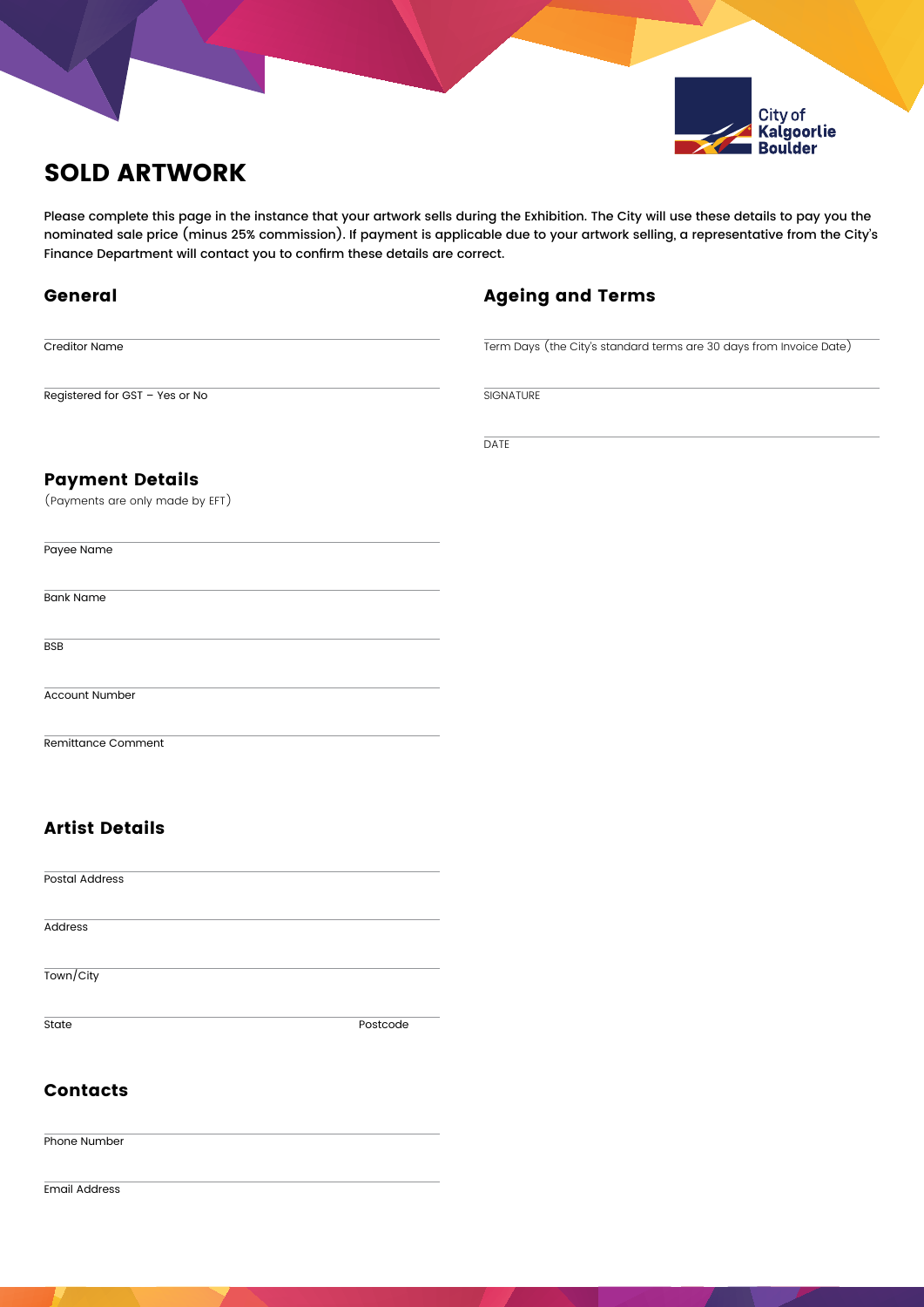City of Kalgoorlie Boulder

# SOLD ARTWORK

**Please complete this page in the instance that your artwork sells during the Exhibition. The City will use these details to pay you the nominated sale price (minus 25% commission). If payment is applicable due to your artwork selling, a representative from the City's Finance Department will contact you to confirm these details are correct.**

## General

Creditor Name

Registered for GST – Yes or No

## Ageing and Terms

Term Days (the City's standard terms are 30 days from Invoice Date)

SIGNATURE

DATE

## Payment Details

(Payments are only made by EFT)

Payee Name

Bank Name

BSB

Account Number

Remittance Comment

## Artist Details

Postal Address

Address

Town/City

State Postcode

## Contacts

Phone Number

Email Address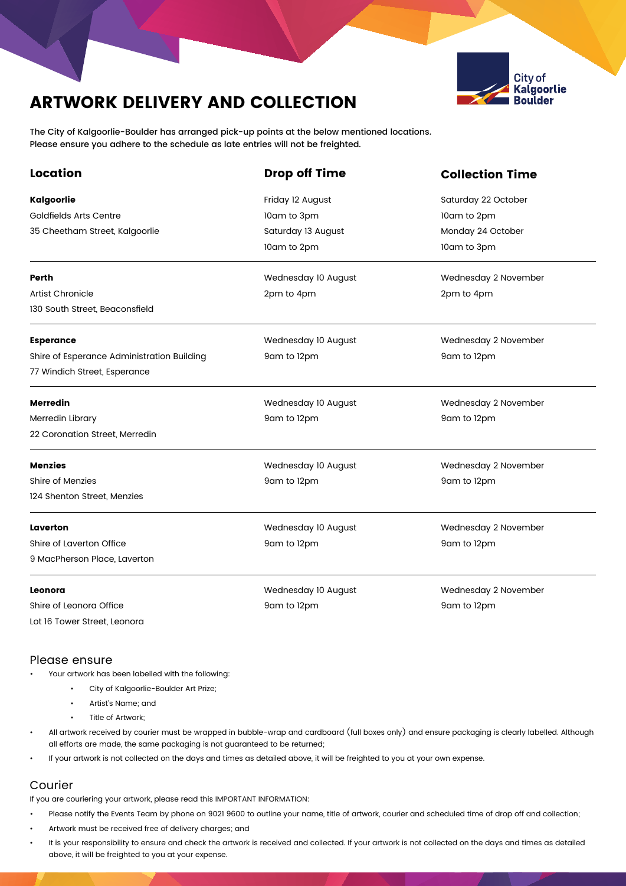# ARTWORK DELIVERY AND COLLECTION

The City of Kalgoorlie-Boulder has arranged pick-up points at the below mentioned locations. Please ensure you adhere to the schedule as late entries will not be freighted.

| Location | Drop off Time | Collection Time |
|---|---|---|
| **Kalgoorlie**<br>Goldfields Arts Centre<br>35 Cheetham Street, Kalgoorlie | Friday 12 August<br>10am to 3pm<br>Saturday 13 August<br>10am to 2pm | Saturday 22 October<br>10am to 2pm<br>Monday 24 October<br>10am to 3pm |
| **Perth**<br>Artist Chronicle<br>130 South Street, Beaconsfield | Wednesday 10 August<br>2pm to 4pm | Wednesday 2 November<br>2pm to 4pm |
| **Esperance**<br>Shire of Esperance Administration Building<br>77 Windich Street, Esperance | Wednesday 10 August<br>9am to 12pm | Wednesday 2 November<br>9am to 12pm |
| **Merredin**<br>Merredin Library<br>22 Coronation Street, Merredin | Wednesday 10 August<br>9am to 12pm | Wednesday 2 November<br>9am to 12pm |
| **Menzies**<br>Shire of Menzies<br>124 Shenton Street, Menzies | Wednesday 10 August<br>9am to 12pm | Wednesday 2 November<br>9am to 12pm |
| **Laverton**<br>Shire of Laverton Office<br>9 MacPherson Place, Laverton | Wednesday 10 August<br>9am to 12pm | Wednesday 2 November<br>9am to 12pm |
| **Leonora**<br>Shire of Leonora Office<br>Lot 16 Tower Street, Leonora | Wednesday 10 August<br>9am to 12pm | Wednesday 2 November<br>9am to 12pm |

## Please ensure

- Your artwork has been labelled with the following:
  - City of Kalgoorlie-Boulder Art Prize;
  - Artist's Name; and
  - Title of Artwork;
- All artwork received by courier must be wrapped in bubble-wrap and cardboard (full boxes only) and ensure packaging is clearly labelled. Although all efforts are made, the same packaging is not guaranteed to be returned;
- If your artwork is not collected on the days and times as detailed above, it will be freighted to you at your own expense.

## Courier

If you are couriering your artwork, please read this IMPORTANT INFORMATION:

- Please notify the Events Team by phone on 9021 9600 to outline your name, title of artwork, courier and scheduled time of drop off and collection;
- Artwork must be received free of delivery charges; and
- It is your responsibility to ensure and check the artwork is received and collected. If your artwork is not collected on the days and times as detailed above, it will be freighted to you at your expense.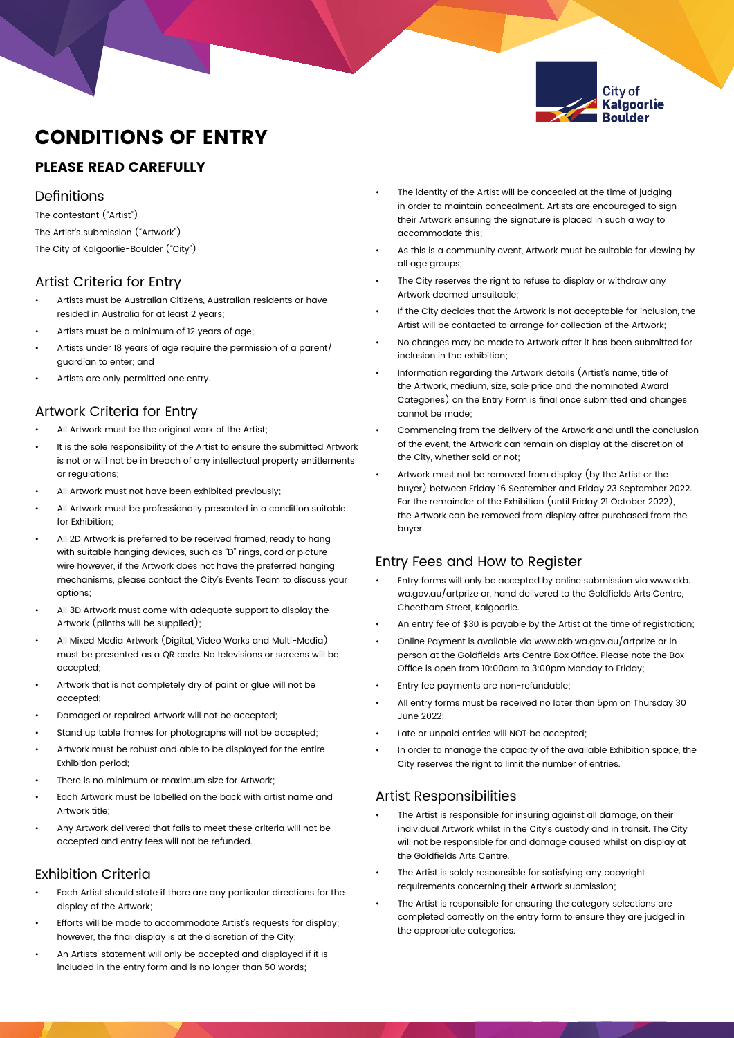# CONDITIONS OF ENTRY

## PLEASE READ CAREFULLY

### Definitions

The contestant ("Artist")

The Artist's submission ("Artwork")

The City of Kalgoorlie-Boulder ("City")

### Artist Criteria for Entry

- Artists must be Australian Citizens, Australian residents or have resided in Australia for at least 2 years;
- Artists must be a minimum of 12 years of age;
- Artists under 18 years of age require the permission of a parent/guardian to enter; and
- Artists are only permitted one entry.

### Artwork Criteria for Entry

- All Artwork must be the original work of the Artist;
- It is the sole responsibility of the Artist to ensure the submitted Artwork is not or will not be in breach of any intellectual property entitlements or regulations;
- All Artwork must not have been exhibited previously;
- All Artwork must be professionally presented in a condition suitable for Exhibition;
- All 2D Artwork is preferred to be received framed, ready to hang with suitable hanging devices, such as "D" rings, cord or picture wire however, if the Artwork does not have the preferred hanging mechanisms, please contact the City's Events Team to discuss your options;
- All 3D Artwork must come with adequate support to display the Artwork (plinths will be supplied);
- All Mixed Media Artwork (Digital, Video Works and Multi-Media) must be presented as a QR code. No televisions or screens will be accepted;
- Artwork that is not completely dry of paint or glue will not be accepted;
- Damaged or repaired Artwork will not be accepted;
- Stand up table frames for photographs will not be accepted;
- Artwork must be robust and able to be displayed for the entire Exhibition period;
- There is no minimum or maximum size for Artwork;
- Each Artwork must be labelled on the back with artist name and Artwork title;
- Any Artwork delivered that fails to meet these criteria will not be accepted and entry fees will not be refunded.

### Exhibition Criteria

- Each Artist should state if there are any particular directions for the display of the Artwork;
- Efforts will be made to accommodate Artist's requests for display; however, the final display is at the discretion of the City;
- An Artists' statement will only be accepted and displayed if it is included in the entry form and is no longer than 50 words;
- The identity of the Artist will be concealed at the time of judging in order to maintain concealment. Artists are encouraged to sign their Artwork ensuring the signature is placed in such a way to accommodate this;
- As this is a community event, Artwork must be suitable for viewing by all age groups;
- The City reserves the right to refuse to display or withdraw any Artwork deemed unsuitable;
- If the City decides that the Artwork is not acceptable for inclusion, the Artist will be contacted to arrange for collection of the Artwork;
- No changes may be made to Artwork after it has been submitted for inclusion in the exhibition;
- Information regarding the Artwork details (Artist's name, title of the Artwork, medium, size, sale price and the nominated Award Categories) on the Entry Form is final once submitted and changes cannot be made;
- Commencing from the delivery of the Artwork and until the conclusion of the event, the Artwork can remain on display at the discretion of the City, whether sold or not;
- Artwork must not be removed from display (by the Artist or the buyer) between Friday 16 September and Friday 23 September 2022. For the remainder of the Exhibition (until Friday 21 October 2022), the Artwork can be removed from display after purchased from the buyer.

### Entry Fees and How to Register

- Entry forms will only be accepted by online submission via www.ckb.wa.gov.au/artprize or, hand delivered to the Goldfields Arts Centre, Cheetham Street, Kalgoorlie.
- An entry fee of $30 is payable by the Artist at the time of registration;
- Online Payment is available via www.ckb.wa.gov.au/artprize or in person at the Goldfields Arts Centre Box Office. Please note the Box Office is open from 10:00am to 3:00pm Monday to Friday;
- Entry fee payments are non-refundable;
- All entry forms must be received no later than 5pm on Thursday 30 June 2022;
- Late or unpaid entries will NOT be accepted;
- In order to manage the capacity of the available Exhibition space, the City reserves the right to limit the number of entries.

### Artist Responsibilities

- The Artist is responsible for insuring against all damage, on their individual Artwork whilst in the City's custody and in transit. The City will not be responsible for and damage caused whilst on display at the Goldfields Arts Centre.
- The Artist is solely responsible for satisfying any copyright requirements concerning their Artwork submission;
- The Artist is responsible for ensuring the category selections are completed correctly on the entry form to ensure they are judged in the appropriate categories.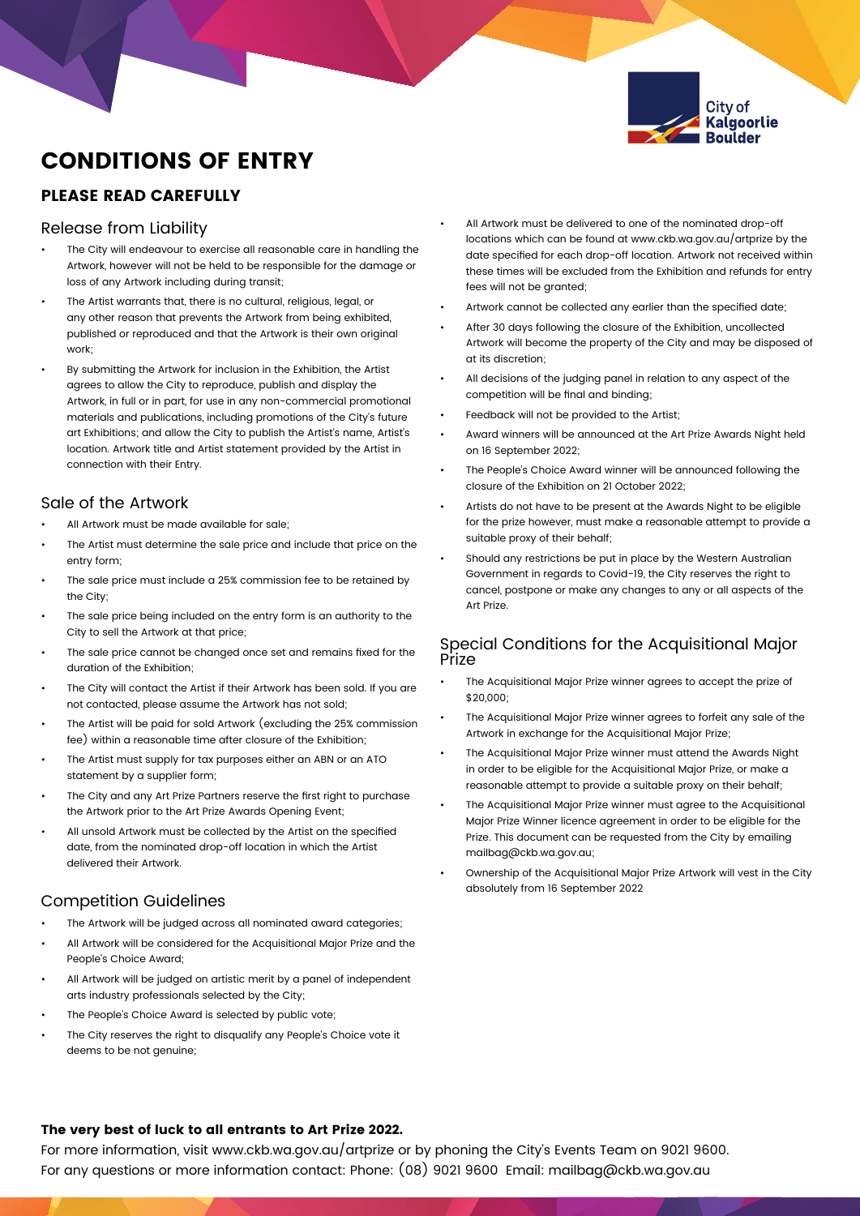# CONDITIONS OF ENTRY

## PLEASE READ CAREFULLY

### Release from Liability

- The City will endeavour to exercise all reasonable care in handling the Artwork, however will not be held to be responsible for the damage or loss of any Artwork including during transit;
- The Artist warrants that, there is no cultural, religious, legal, or any other reason that prevents the Artwork from being exhibited, published or reproduced and that the Artwork is their own original work;
- By submitting the Artwork for inclusion in the Exhibition, the Artist agrees to allow the City to reproduce, publish and display the Artwork, in full or in part, for use in any non-commercial promotional materials and publications, including promotions of the City's future art Exhibitions; and allow the City to publish the Artist's name, Artist's location. Artwork title and Artist statement provided by the Artist in connection with their Entry.

### Sale of the Artwork

- All Artwork must be made available for sale;
- The Artist must determine the sale price and include that price on the entry form;
- The sale price must include a 25% commission fee to be retained by the City;
- The sale price being included on the entry form is an authority to the City to sell the Artwork at that price;
- The sale price cannot be changed once set and remains fixed for the duration of the Exhibition;
- The City will contact the Artist if their Artwork has been sold. If you are not contacted, please assume the Artwork has not sold;
- The Artist will be paid for sold Artwork (excluding the 25% commission fee) within a reasonable time after closure of the Exhibition;
- The Artist must supply for tax purposes either an ABN or an ATO statement by a supplier form;
- The City and any Art Prize Partners reserve the first right to purchase the Artwork prior to the Art Prize Awards Opening Event;
- All unsold Artwork must be collected by the Artist on the specified date, from the nominated drop-off location in which the Artist delivered their Artwork.

### Competition Guidelines

- The Artwork will be judged across all nominated award categories;
- All Artwork will be considered for the Acquisitional Major Prize and the People's Choice Award;
- All Artwork will be judged on artistic merit by a panel of independent arts industry professionals selected by the City;
- The People's Choice Award is selected by public vote;
- The City reserves the right to disqualify any People's Choice vote it deems to be not genuine;
- All Artwork must be delivered to one of the nominated drop-off locations which can be found at www.ckb.wa.gov.au/artprize by the date specified for each drop-off location. Artwork not received within these times will be excluded from the Exhibition and refunds for entry fees will not be granted;
- Artwork cannot be collected any earlier than the specified date;
- After 30 days following the closure of the Exhibition, uncollected Artwork will become the property of the City and may be disposed of at its discretion;
- All decisions of the judging panel in relation to any aspect of the competition will be final and binding;
- Feedback will not be provided to the Artist;
- Award winners will be announced at the Art Prize Awards Night held on 16 September 2022;
- The People's Choice Award winner will be announced following the closure of the Exhibition on 21 October 2022;
- Artists do not have to be present at the Awards Night to be eligible for the prize however, must make a reasonable attempt to provide a suitable proxy of their behalf;
- Should any restrictions be put in place by the Western Australian Government in regards to Covid-19, the City reserves the right to cancel, postpone or make any changes to any or all aspects of the Art Prize.

### Special Conditions for the Acquisitional Major Prize

- The Acquisitional Major Prize winner agrees to accept the prize of $20,000;
- The Acquisitional Major Prize winner agrees to forfeit any sale of the Artwork in exchange for the Acquisitional Major Prize;
- The Acquisitional Major Prize winner must attend the Awards Night in order to be eligible for the Acquisitional Major Prize, or make a reasonable attempt to provide a suitable proxy on their behalf;
- The Acquisitional Major Prize winner must agree to the Acquisitional Major Prize Winner licence agreement in order to be eligible for the Prize. This document can be requested from the City by emailing mailbag@ckb.wa.gov.au;
- Ownership of the Acquisitional Major Prize Artwork will vest in the City absolutely from 16 September 2022

**The very best of luck to all entrants to Art Prize 2022.**

For more information, visit www.ckb.wa.gov.au/artprize or by phoning the City's Events Team on 9021 9600.
For any questions or more information contact: Phone: (08) 9021 9600 Email: mailbag@ckb.wa.gov.au